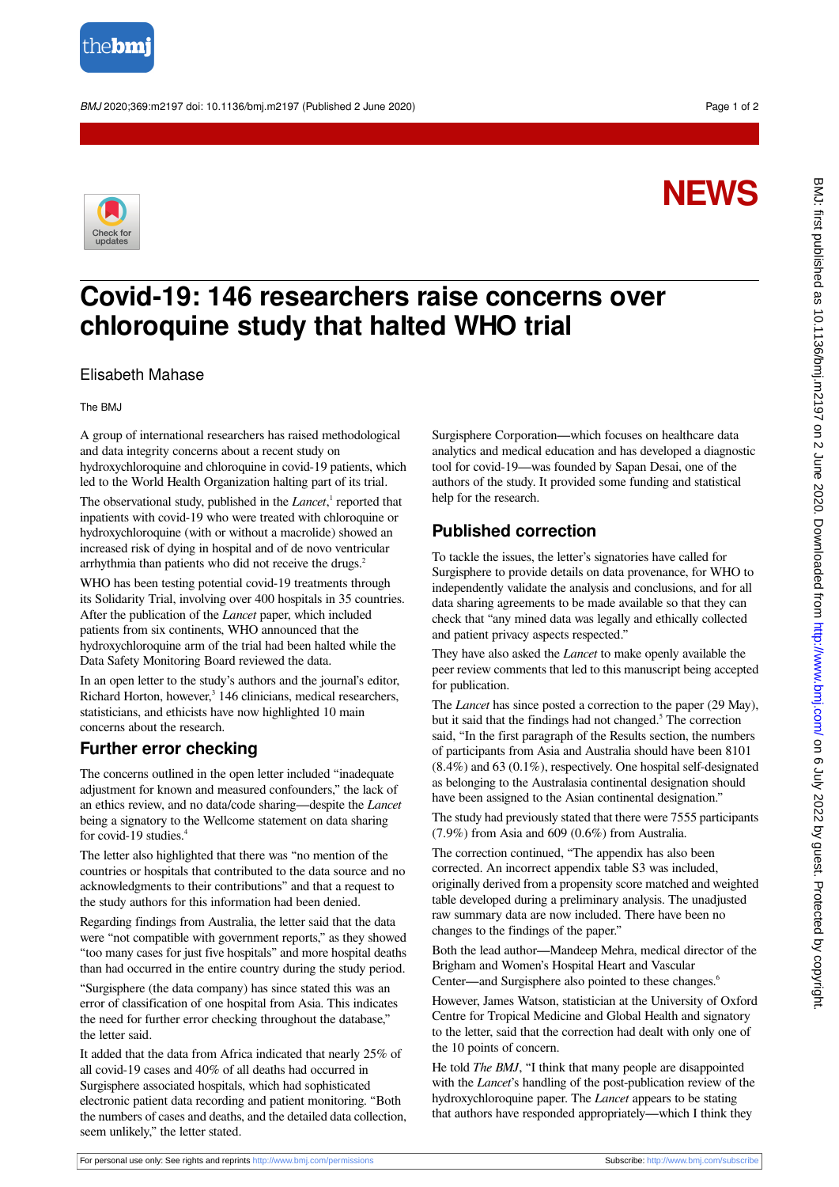NEWS

# Covid-19: 146 researchers raise concerns over chloroquine study that halted WHO trial

Elisabeth Mahase

The BMJ

A group of international researchers has raised methodological and data integrity concerns about a recent study on hydroxychloroquine and chloroquine in covid-19 patients, which led to the World Health Organization halting part of its trial.

The observational study, published in the *Lancet*,[1] reported that inpatients with covid-19 who were treated with chloroquine or hydroxychloroquine (with or without a macrolide) showed an increased risk of dying in hospital and of de novo ventricular arrhythmia than patients who did not receive the drugs.[2]

WHO has been testing potential covid-19 treatments through its Solidarity Trial, involving over 400 hospitals in 35 countries. After the publication of the *Lancet* paper, which included patients from six continents, WHO announced that the hydroxychloroquine arm of the trial had been halted while the Data Safety Monitoring Board reviewed the data.

In an open letter to the study's authors and the journal's editor, Richard Horton, however,[3] 146 clinicians, medical researchers, statisticians, and ethicists have now highlighted 10 main concerns about the research.

## Further error checking

The concerns outlined in the open letter included "inadequate adjustment for known and measured confounders," the lack of an ethics review, and no data/code sharing—despite the *Lancet* being a signatory to the Wellcome statement on data sharing for covid-19 studies.[4]

The letter also highlighted that there was "no mention of the countries or hospitals that contributed to the data source and no acknowledgments to their contributions" and that a request to the study authors for this information had been denied.

Regarding findings from Australia, the letter said that the data were "not compatible with government reports," as they showed "too many cases for just five hospitals" and more hospital deaths than had occurred in the entire country during the study period.

"Surgisphere (the data company) has since stated this was an error of classification of one hospital from Asia. This indicates the need for further error checking throughout the database," the letter said.

It added that the data from Africa indicated that nearly 25% of all covid-19 cases and 40% of all deaths had occurred in Surgisphere associated hospitals, which had sophisticated electronic patient data recording and patient monitoring. "Both the numbers of cases and deaths, and the detailed data collection, seem unlikely," the letter stated.

Surgisphere Corporation—which focuses on healthcare data analytics and medical education and has developed a diagnostic tool for covid-19—was founded by Sapan Desai, one of the authors of the study. It provided some funding and statistical help for the research.

## Published correction

To tackle the issues, the letter's signatories have called for Surgisphere to provide details on data provenance, for WHO to independently validate the analysis and conclusions, and for all data sharing agreements to be made available so that they can check that "any mined data was legally and ethically collected and patient privacy aspects respected."

They have also asked the *Lancet* to make openly available the peer review comments that led to this manuscript being accepted for publication.

The *Lancet* has since posted a correction to the paper (29 May), but it said that the findings had not changed.[5] The correction said, "In the first paragraph of the Results section, the numbers of participants from Asia and Australia should have been 8101 (8.4%) and 63 (0.1%), respectively. One hospital self-designated as belonging to the Australasia continental designation should have been assigned to the Asian continental designation."

The study had previously stated that there were 7555 participants (7.9%) from Asia and 609 (0.6%) from Australia.

The correction continued, "The appendix has also been corrected. An incorrect appendix table S3 was included, originally derived from a propensity score matched and weighted table developed during a preliminary analysis. The unadjusted raw summary data are now included. There have been no changes to the findings of the paper."

Both the lead author—Mandeep Mehra, medical director of the Brigham and Women's Hospital Heart and Vascular Center—and Surgisphere also pointed to these changes.[6]

However, James Watson, statistician at the University of Oxford Centre for Tropical Medicine and Global Health and signatory to the letter, said that the correction had dealt with only one of the 10 points of concern.

He told *The BMJ*, "I think that many people are disappointed with the *Lancet*'s handling of the post-publication review of the hydroxychloroquine paper. The *Lancet* appears to be stating that authors have responded appropriately—which I think they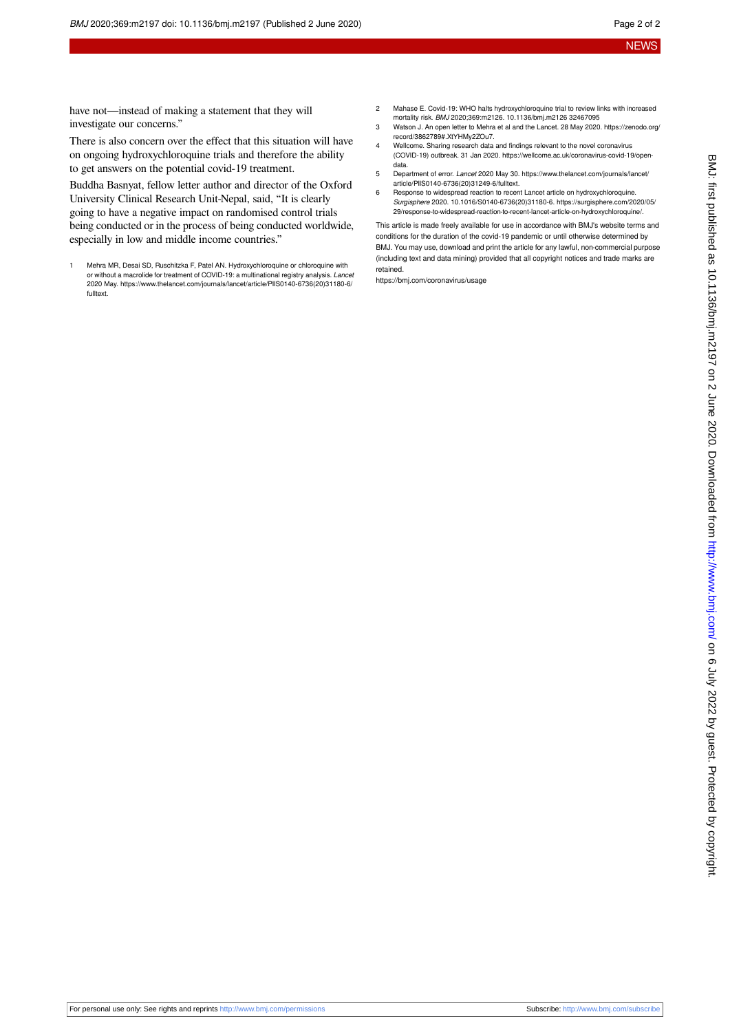have not—instead of making a statement that they will investigate our concerns."

There is also concern over the effect that this situation will have on ongoing hydroxychloroquine trials and therefore the ability to get answers on the potential covid-19 treatment.

Buddha Basnyat, fellow letter author and director of the Oxford University Clinical Research Unit-Nepal, said, "It is clearly going to have a negative impact on randomised control trials being conducted or in the process of being conducted worldwide, especially in low and middle income countries."

1. Mehra MR, Desai SD, Ruschitzka F, Patel AN. Hydroxychloroquine or chloroquine with or without a macrolide for treatment of COVID-19: a multinational registry analysis. *Lancet* 2020 May. https://www.thelancet.com/journals/lancet/article/PIIS0140-6736(20)31180-6/fulltext.
2. Mahase E. Covid-19: WHO halts hydroxychloroquine trial to review links with increased mortality risk. *BMJ* 2020;369:m2126. 10.1136/bmj.m2126 32467095
3. Watson J. An open letter to Mehra et al and the Lancet. 28 May 2020. https://zenodo.org/record/3862789#.XtYHMy2ZOu7.
4. Wellcome. Sharing research data and findings relevant to the novel coronavirus (COVID-19) outbreak. 31 Jan 2020. https://wellcome.ac.uk/coronavirus-covid-19/open-data.
5. Department of error. *Lancet* 2020 May 30. https://www.thelancet.com/journals/lancet/article/PIIS0140-6736(20)31249-6/fulltext.
6. Response to widespread reaction to recent Lancet article on hydroxychloroquine. *Surgisphere* 2020. 10.1016/S0140-6736(20)31180-6. https://surgisphere.com/2020/05/29/response-to-widespread-reaction-to-recent-lancet-article-on-hydroxychloroquine/.

This article is made freely available for use in accordance with BMJ's website terms and conditions for the duration of the covid-19 pandemic or until otherwise determined by BMJ. You may use, download and print the article for any lawful, non-commercial purpose (including text and data mining) provided that all copyright notices and trade marks are retained.

https://bmj.com/coronavirus/usage